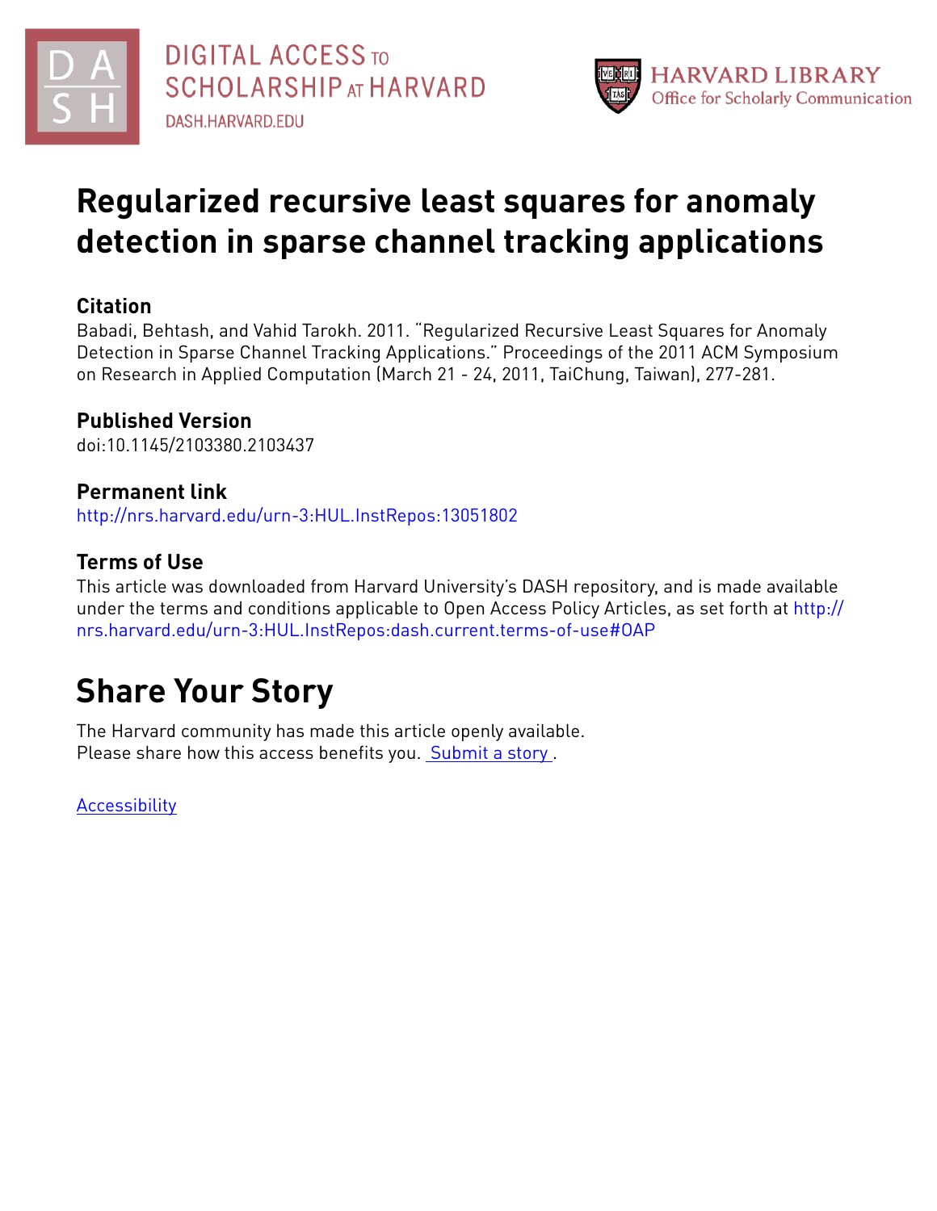# Regularized recursive least squares for anomaly detection in sparse channel tracking applications

## Citation

Babadi, Behtash, and Vahid Tarokh. 2011. "Regularized Recursive Least Squares for Anomaly Detection in Sparse Channel Tracking Applications." Proceedings of the 2011 ACM Symposium on Research in Applied Computation (March 21 - 24, 2011, TaiChung, Taiwan), 277-281.

## Published Version

doi:10.1145/2103380.2103437

## Permanent link

http://nrs.harvard.edu/urn-3:HUL.InstRepos:13051802

## Terms of Use

This article was downloaded from Harvard University's DASH repository, and is made available under the terms and conditions applicable to Open Access Policy Articles, as set forth at http://nrs.harvard.edu/urn-3:HUL.InstRepos:dash.current.terms-of-use#OAP

# Share Your Story

The Harvard community has made this article openly available.
Please share how this access benefits you. Submit a story .

Accessibility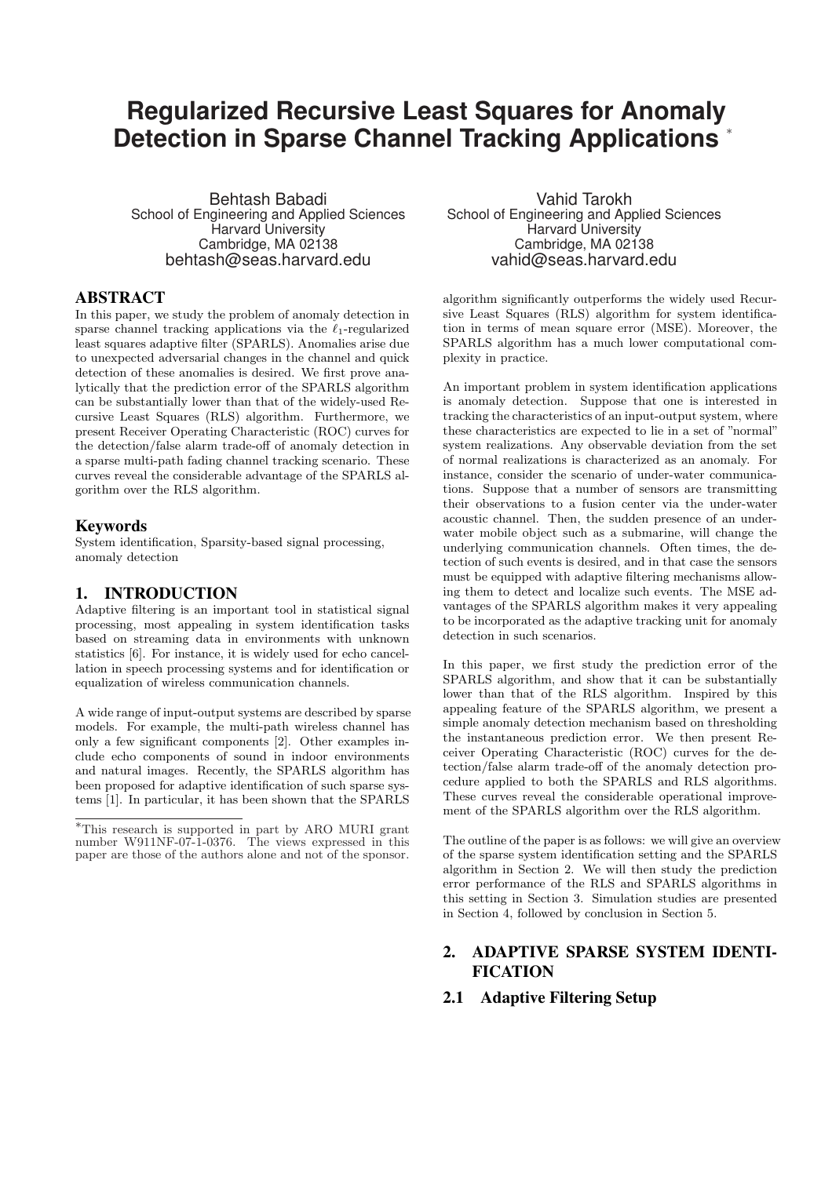# Regularized Recursive Least Squares for Anomaly Detection in Sparse Channel Tracking Applications [*]

Behtash Babadi
School of Engineering and Applied Sciences
Harvard University
Cambridge, MA 02138
behtash@seas.harvard.edu

Vahid Tarokh
School of Engineering and Applied Sciences
Harvard University
Cambridge, MA 02138
vahid@seas.harvard.edu

## ABSTRACT

In this paper, we study the problem of anomaly detection in sparse channel tracking applications via the $\ell_1$-regularized least squares adaptive filter (SPARLS). Anomalies arise due to unexpected adversarial changes in the channel and quick detection of these anomalies is desired. We first prove analytically that the prediction error of the SPARLS algorithm can be substantially lower than that of the widely-used Recursive Least Squares (RLS) algorithm. Furthermore, we present Receiver Operating Characteristic (ROC) curves for the detection/false alarm trade-off of anomaly detection in a sparse multi-path fading channel tracking scenario. These curves reveal the considerable advantage of the SPARLS algorithm over the RLS algorithm.

## Keywords

System identification, Sparsity-based signal processing, anomaly detection

## 1. INTRODUCTION

Adaptive filtering is an important tool in statistical signal processing, most appealing in system identification tasks based on streaming data in environments with unknown statistics [6]. For instance, it is widely used for echo cancellation in speech processing systems and for identification or equalization of wireless communication channels.

A wide range of input-output systems are described by sparse models. For example, the multi-path wireless channel has only a few significant components [2]. Other examples include echo components of sound in indoor environments and natural images. Recently, the SPARLS algorithm has been proposed for adaptive identification of such sparse systems [1]. In particular, it has been shown that the SPARLS algorithm significantly outperforms the widely used Recursive Least Squares (RLS) algorithm for system identification in terms of mean square error (MSE). Moreover, the SPARLS algorithm has a much lower computational complexity in practice.

An important problem in system identification applications is anomaly detection. Suppose that one is interested in tracking the characteristics of an input-output system, where these characteristics are expected to lie in a set of "normal" system realizations. Any observable deviation from the set of normal realizations is characterized as an anomaly. For instance, consider the scenario of under-water communications. Suppose that a number of sensors are transmitting their observations to a fusion center via the under-water acoustic channel. Then, the sudden presence of an under-water mobile object such as a submarine, will change the underlying communication channels. Often times, the detection of such events is desired, and in that case the sensors must be equipped with adaptive filtering mechanisms allowing them to detect and localize such events. The MSE advantages of the SPARLS algorithm makes it very appealing to be incorporated as the adaptive tracking unit for anomaly detection in such scenarios.

In this paper, we first study the prediction error of the SPARLS algorithm, and show that it can be substantially lower than that of the RLS algorithm. Inspired by this appealing feature of the SPARLS algorithm, we present a simple anomaly detection mechanism based on thresholding the instantaneous prediction error. We then present Receiver Operating Characteristic (ROC) curves for the detection/false alarm trade-off of the anomaly detection procedure applied to both the SPARLS and RLS algorithms. These curves reveal the considerable operational improvement of the SPARLS algorithm over the RLS algorithm.

The outline of the paper is as follows: we will give an overview of the sparse system identification setting and the SPARLS algorithm in Section 2. We will then study the prediction error performance of the RLS and SPARLS algorithms in this setting in Section 3. Simulation studies are presented in Section 4, followed by conclusion in Section 5.

## 2. ADAPTIVE SPARSE SYSTEM IDENTIFICATION

### 2.1 Adaptive Filtering Setup

[*]This research is supported in part by ARO MURI grant number W911NF-07-1-0376. The views expressed in this paper are those of the authors alone and not of the sponsor.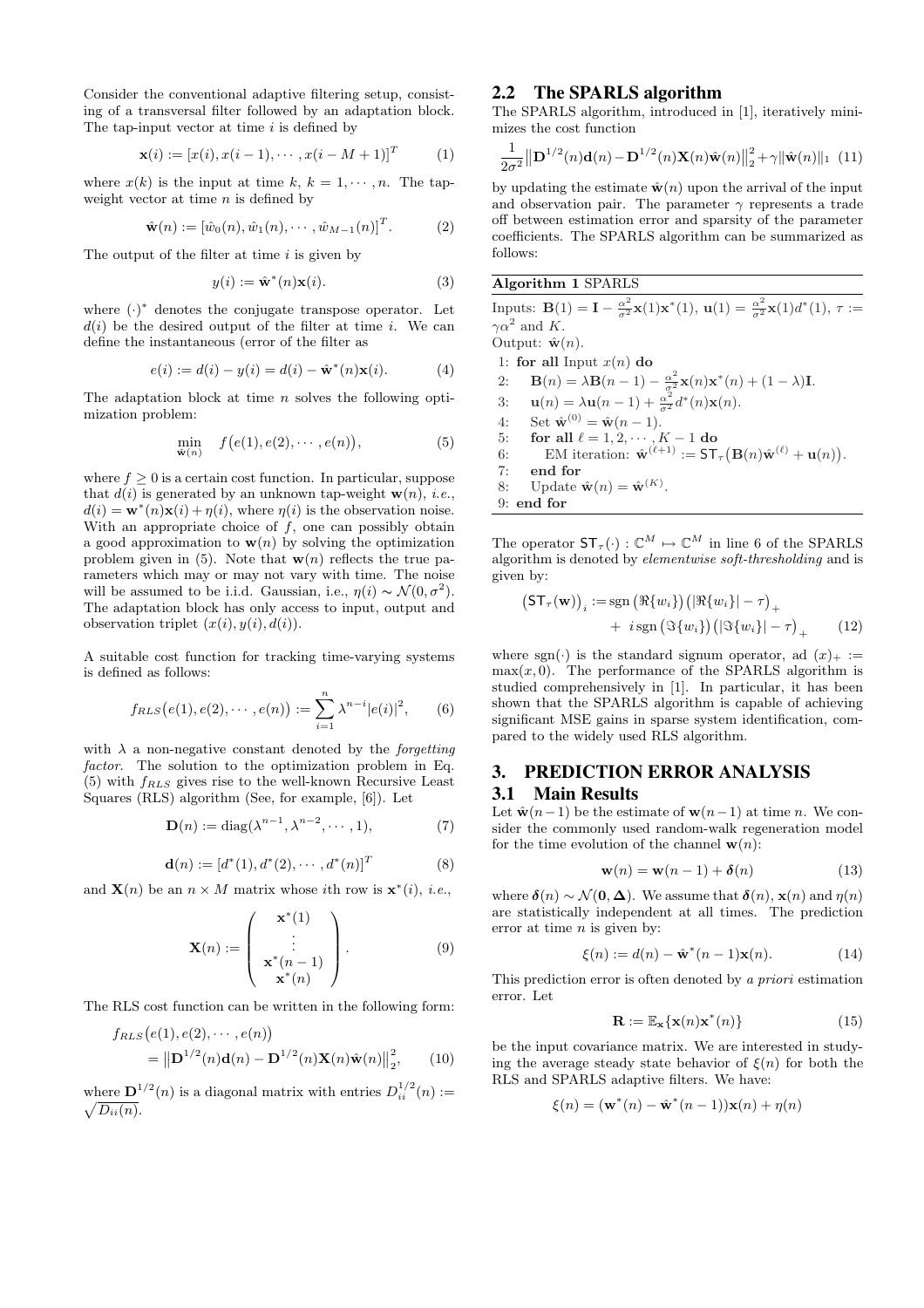Consider the conventional adaptive filtering setup, consisting of a transversal filter followed by an adaptation block. The tap-input vector at time $i$ is defined by

$$\mathbf{x}(i) := [x(i), x(i-1), \cdots, x(i-M+1)]^T \tag{1}$$

where $x(k)$ is the input at time $k$, $k = 1, \cdots, n$. The tap-weight vector at time $n$ is defined by

$$\hat{\mathbf{w}}(n) := [\hat{w}_0(n), \hat{w}_1(n), \cdots, \hat{w}_{M-1}(n)]^T. \tag{2}$$

The output of the filter at time $i$ is given by

$$y(i) := \hat{\mathbf{w}}^*(n)\mathbf{x}(i). \tag{3}$$

where $(\cdot)^*$ denotes the conjugate transpose operator. Let $d(i)$ be the desired output of the filter at time $i$. We can define the instantaneous (error of the filter as

$$e(i) := d(i) - y(i) = d(i) - \hat{\mathbf{w}}^*(n)\mathbf{x}(i). \tag{4}$$

The adaptation block at time $n$ solves the following optimization problem:

$$\min_{\hat{\mathbf{w}}(n)} \quad f\big(e(1), e(2), \cdots, e(n)\big), \tag{5}$$

where $f \geq 0$ is a certain cost function. In particular, suppose that $d(i)$ is generated by an unknown tap-weight $\mathbf{w}(n)$, *i.e.*, $d(i) = \mathbf{w}^*(n)\mathbf{x}(i) + \eta(i)$, where $\eta(i)$ is the observation noise. With an appropriate choice of $f$, one can possibly obtain a good approximation to $\mathbf{w}(n)$ by solving the optimization problem given in (5). Note that $\mathbf{w}(n)$ reflects the true parameters which may or may not vary with time. The noise will be assumed to be i.i.d. Gaussian, i.e., $\eta(i) \sim \mathcal{N}(0, \sigma^2)$. The adaptation block has only access to input, output and observation triplet $(x(i), y(i), d(i))$.

A suitable cost function for tracking time-varying systems is defined as follows:

$$f_{RLS}\big(e(1), e(2), \cdots, e(n)\big) := \sum_{i=1}^{n} \lambda^{n-i}|e(i)|^2, \tag{6}$$

with $\lambda$ a non-negative constant denoted by the *forgetting factor*. The solution to the optimization problem in Eq. (5) with $f_{RLS}$ gives rise to the well-known Recursive Least Squares (RLS) algorithm (See, for example, [6]). Let

$$\mathbf{D}(n) := \operatorname{diag}(\lambda^{n-1}, \lambda^{n-2}, \cdots, 1), \tag{7}$$

$$\mathbf{d}(n) := [d^*(1), d^*(2), \cdots, d^*(n)]^T \tag{8}$$

and $\mathbf{X}(n)$ be an $n \times M$ matrix whose $i$th row is $\mathbf{x}^*(i)$, *i.e.*,

$$\mathbf{X}(n) := \begin{pmatrix} \mathbf{x}^*(1) \\ \vdots \\ \mathbf{x}^*(n-1) \\ \mathbf{x}^*(n) \end{pmatrix}. \tag{9}$$

The RLS cost function can be written in the following form:

$$f_{RLS}\big(e(1), e(2), \cdots, e(n)\big) = \big\|\mathbf{D}^{1/2}(n)\mathbf{d}(n) - \mathbf{D}^{1/2}(n)\mathbf{X}(n)\hat{\mathbf{w}}(n)\big\|_2^2, \tag{10}$$

where $\mathbf{D}^{1/2}(n)$ is a diagonal matrix with entries $D_{ii}^{1/2}(n) := \sqrt{D_{ii}(n)}$.

## 2.2 The SPARLS algorithm

The SPARLS algorithm, introduced in [1], iteratively minimizes the cost function

$$\frac{1}{2\sigma^2}\big\|\mathbf{D}^{1/2}(n)\mathbf{d}(n) - \mathbf{D}^{1/2}(n)\mathbf{X}(n)\hat{\mathbf{w}}(n)\big\|_2^2 + \gamma\|\hat{\mathbf{w}}(n)\|_1 \tag{11}$$

by updating the estimate $\hat{\mathbf{w}}(n)$ upon the arrival of the input and observation pair. The parameter $\gamma$ represents a trade off between estimation error and sparsity of the parameter coefficients. The SPARLS algorithm can be summarized as follows:

**Algorithm 1** SPARLS

Inputs: $\mathbf{B}(1) = \mathbf{I} - \frac{\alpha^2}{\sigma^2}\mathbf{x}(1)\mathbf{x}^*(1)$, $\mathbf{u}(1) = \frac{\alpha^2}{\sigma^2}\mathbf{x}(1)d^*(1)$, $\tau := \gamma\alpha^2$ and $K$.
Output: $\hat{\mathbf{w}}(n)$.

```
1: for all Input x(n) do
2:     B(n) = λB(n−1) − (α²/σ²) x(n)x*(n) + (1−λ)I.
3:     u(n) = λu(n−1) + (α²/σ²) d*(n)x(n).
4:     Set ŵ^(0) = ŵ(n−1).
5:     for all ℓ = 1, 2, ··· , K−1 do
6:         EM iteration: ŵ^(ℓ+1) := ST_τ(B(n)ŵ^(ℓ) + u(n)).
7:     end for
8:     Update ŵ(n) = ŵ^(K).
9: end for
```

The operator $\mathsf{ST}_\tau(\cdot) : \mathbb{C}^M \mapsto \mathbb{C}^M$ in line 6 of the SPARLS algorithm is denoted by *elementwise soft-thresholding* and is given by:

$$\big(\mathsf{ST}_\tau(\mathbf{w})\big)_i := \operatorname{sgn}\big(\Re\{w_i\}\big)\big(|\Re\{w_i\}| - \tau\big)_+ + i \operatorname{sgn}\big(\Im\{w_i\}\big)\big(|\Im\{w_i\}| - \tau\big)_+ \tag{12}$$

where $\operatorname{sgn}(\cdot)$ is the standard signum operator, ad $(x)_+ := \max(x, 0)$. The performance of the SPARLS algorithm is studied comprehensively in [1]. In particular, it has been shown that the SPARLS algorithm is capable of achieving significant MSE gains in sparse system identification, compared to the widely used RLS algorithm.

# 3. PREDICTION ERROR ANALYSIS

## 3.1 Main Results

Let $\hat{\mathbf{w}}(n-1)$ be the estimate of $\mathbf{w}(n-1)$ at time $n$. We consider the commonly used random-walk regeneration model for the time evolution of the channel $\mathbf{w}(n)$:

$$\mathbf{w}(n) = \mathbf{w}(n-1) + \boldsymbol{\delta}(n) \tag{13}$$

where $\boldsymbol{\delta}(n) \sim \mathcal{N}(\mathbf{0}, \boldsymbol{\Delta})$. We assume that $\boldsymbol{\delta}(n)$, $\mathbf{x}(n)$ and $\eta(n)$ are statistically independent at all times. The prediction error at time $n$ is given by:

$$\xi(n) := d(n) - \hat{\mathbf{w}}^*(n-1)\mathbf{x}(n). \tag{14}$$

This prediction error is often denoted by *a priori* estimation error. Let

$$\mathbf{R} := \mathbb{E}_{\mathbf{x}}\{\mathbf{x}(n)\mathbf{x}^*(n)\} \tag{15}$$

be the input covariance matrix. We are interested in studying the average steady state behavior of $\xi(n)$ for both the RLS and SPARLS adaptive filters. We have:

$$\xi(n) = (\mathbf{w}^*(n) - \hat{\mathbf{w}}^*(n-1))\mathbf{x}(n) + \eta(n)$$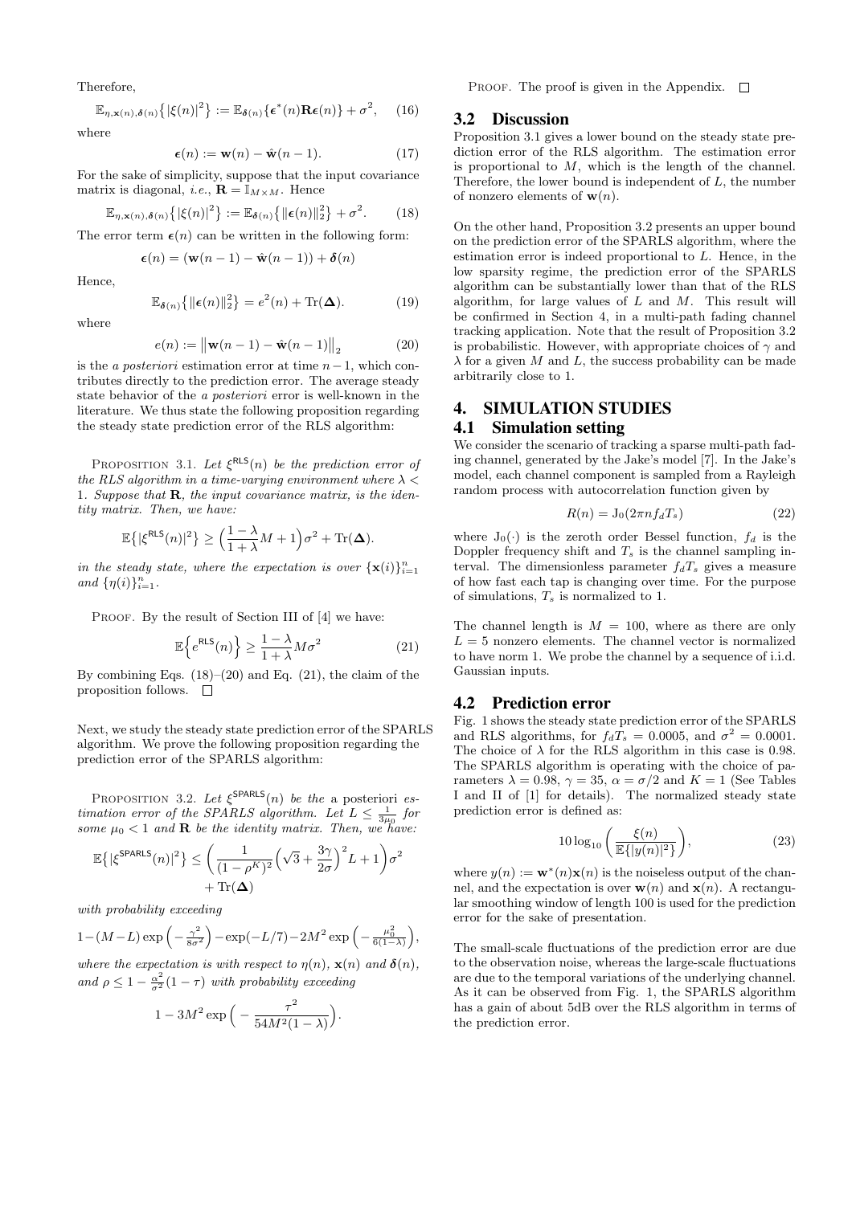Therefore,

$$\mathbb{E}_{\eta,\mathbf{x}(n),\boldsymbol{\delta}(n)}\big\{|\xi(n)|^2\big\} := \mathbb{E}_{\boldsymbol{\delta}(n)}\{\boldsymbol{\epsilon}^*(n)\mathbf{R}\boldsymbol{\epsilon}(n)\} + \sigma^2, \quad (16)$$

where

$$\boldsymbol{\epsilon}(n) := \mathbf{w}(n) - \hat{\mathbf{w}}(n-1). \quad (17)$$

For the sake of simplicity, suppose that the input covariance matrix is diagonal, *i.e.*, $\mathbf{R} = \mathbb{I}_{M\times M}$. Hence

$$\mathbb{E}_{\eta,\mathbf{x}(n),\boldsymbol{\delta}(n)}\big\{|\xi(n)|^2\big\} := \mathbb{E}_{\boldsymbol{\delta}(n)}\big\{\|\boldsymbol{\epsilon}(n)\|_2^2\big\} + \sigma^2. \quad (18)$$

The error term $\boldsymbol{\epsilon}(n)$ can be written in the following form:

$$\boldsymbol{\epsilon}(n) = (\mathbf{w}(n-1) - \hat{\mathbf{w}}(n-1)) + \boldsymbol{\delta}(n)$$

Hence,

$$\mathbb{E}_{\boldsymbol{\delta}(n)}\big\{\|\boldsymbol{\epsilon}(n)\|_2^2\big\} = e^2(n) + \mathrm{Tr}(\boldsymbol{\Delta}). \quad (19)$$

where

$$e(n) := \big\|\mathbf{w}(n-1) - \hat{\mathbf{w}}(n-1)\big\|_2 \quad (20)$$

is the *a posteriori* estimation error at time $n-1$, which contributes directly to the prediction error. The average steady state behavior of the *a posteriori* error is well-known in the literature. We thus state the following proposition regarding the steady state prediction error of the RLS algorithm:

PROPOSITION 3.1. *Let $\xi^{\mathsf{RLS}}(n)$ be the prediction error of the RLS algorithm in a time-varying environment where $\lambda < 1$. Suppose that $\mathbf{R}$, the input covariance matrix, is the identity matrix. Then, we have:*

$$\mathbb{E}\{|\xi^{\mathsf{RLS}}(n)|^2\} \geq \Big(\frac{1-\lambda}{1+\lambda}M + 1\Big)\sigma^2 + \mathrm{Tr}(\boldsymbol{\Delta}).$$

*in the steady state, where the expectation is over $\{\mathbf{x}(i)\}_{i=1}^n$ and $\{\eta(i)\}_{i=1}^n$.*

PROOF. By the result of Section III of [4] we have:

$$\mathbb{E}\Big\{e^{\mathsf{RLS}}(n)\Big\} \geq \frac{1-\lambda}{1+\lambda}M\sigma^2 \quad (21)$$

By combining Eqs. (18)–(20) and Eq. (21), the claim of the proposition follows. □

Next, we study the steady state prediction error of the SPARLS algorithm. We prove the following proposition regarding the prediction error of the SPARLS algorithm:

PROPOSITION 3.2. *Let $\xi^{\mathsf{SPARLS}}(n)$ be the* a posteriori *estimation error of the SPARLS algorithm. Let $L \leq \frac{1}{3\mu_0}$ for some $\mu_0 < 1$ and $\mathbf{R}$ be the identity matrix. Then, we have:*

$$\mathbb{E}\big\{|\xi^{\mathsf{SPARLS}}(n)|^2\big\} \leq \bigg(\frac{1}{(1-\rho^K)^2}\Big(\sqrt{3} + \frac{3\gamma}{2\sigma}\Big)^2 L + 1\bigg)\sigma^2 + \mathrm{Tr}(\boldsymbol{\Delta})$$

*with probability exceeding*

$$1-(M-L)\exp\Big(-\frac{\gamma^2}{8\sigma^2}\Big) - \exp(-L/7) - 2M^2\exp\Big(-\frac{\mu_0^2}{6(1-\lambda)}\Big),$$

*where the expectation is with respect to $\eta(n)$, $\mathbf{x}(n)$ and $\boldsymbol{\delta}(n)$, and $\rho \leq 1 - \frac{\alpha^2}{\sigma^2}(1-\tau)$ with probability exceeding*

$$1 - 3M^2\exp\Big(-\frac{\tau^2}{54M^2(1-\lambda)}\Big).$$

PROOF. The proof is given in the Appendix. □

## 3.2 Discussion

Proposition 3.1 gives a lower bound on the steady state prediction error of the RLS algorithm. The estimation error is proportional to $M$, which is the length of the channel. Therefore, the lower bound is independent of $L$, the number of nonzero elements of $\mathbf{w}(n)$.

On the other hand, Proposition 3.2 presents an upper bound on the prediction error of the SPARLS algorithm, where the estimation error is indeed proportional to $L$. Hence, in the low sparsity regime, the prediction error of the SPARLS algorithm can be substantially lower than that of the RLS algorithm, for large values of $L$ and $M$. This result will be confirmed in Section 4, in a multi-path fading channel tracking application. Note that the result of Proposition 3.2 is probabilistic. However, with appropriate choices of $\gamma$ and $\lambda$ for a given $M$ and $L$, the success probability can be made arbitrarily close to 1.

# 4. SIMULATION STUDIES

## 4.1 Simulation setting

We consider the scenario of tracking a sparse multi-path fading channel, generated by the Jake's model [7]. In the Jake's model, each channel component is sampled from a Rayleigh random process with autocorrelation function given by

$$R(n) = \mathrm{J}_0(2\pi n f_d T_s) \quad (22)$$

where $\mathrm{J}_0(\cdot)$ is the zeroth order Bessel function, $f_d$ is the Doppler frequency shift and $T_s$ is the channel sampling interval. The dimensionless parameter $f_d T_s$ gives a measure of how fast each tap is changing over time. For the purpose of simulations, $T_s$ is normalized to 1.

The channel length is $M = 100$, where as there are only $L = 5$ nonzero elements. The channel vector is normalized to have norm 1. We probe the channel by a sequence of i.i.d. Gaussian inputs.

## 4.2 Prediction error

Fig. 1 shows the steady state prediction error of the SPARLS and RLS algorithms, for $f_d T_s = 0.0005$, and $\sigma^2 = 0.0001$. The choice of $\lambda$ for the RLS algorithm in this case is 0.98. The SPARLS algorithm is operating with the choice of parameters $\lambda = 0.98$, $\gamma = 35$, $\alpha = \sigma/2$ and $K = 1$ (See Tables I and II of [1] for details). The normalized steady state prediction error is defined as:

$$10\log_{10}\bigg(\frac{\xi(n)}{\mathbb{E}\{|y(n)|^2\}}\bigg), \quad (23)$$

where $y(n) := \mathbf{w}^*(n)\mathbf{x}(n)$ is the noiseless output of the channel, and the expectation is over $\mathbf{w}(n)$ and $\mathbf{x}(n)$. A rectangular smoothing window of length 100 is used for the prediction error for the sake of presentation.

The small-scale fluctuations of the prediction error are due to the observation noise, whereas the large-scale fluctuations are due to the temporal variations of the underlying channel. As it can be observed from Fig. 1, the SPARLS algorithm has a gain of about 5dB over the RLS algorithm in terms of the prediction error.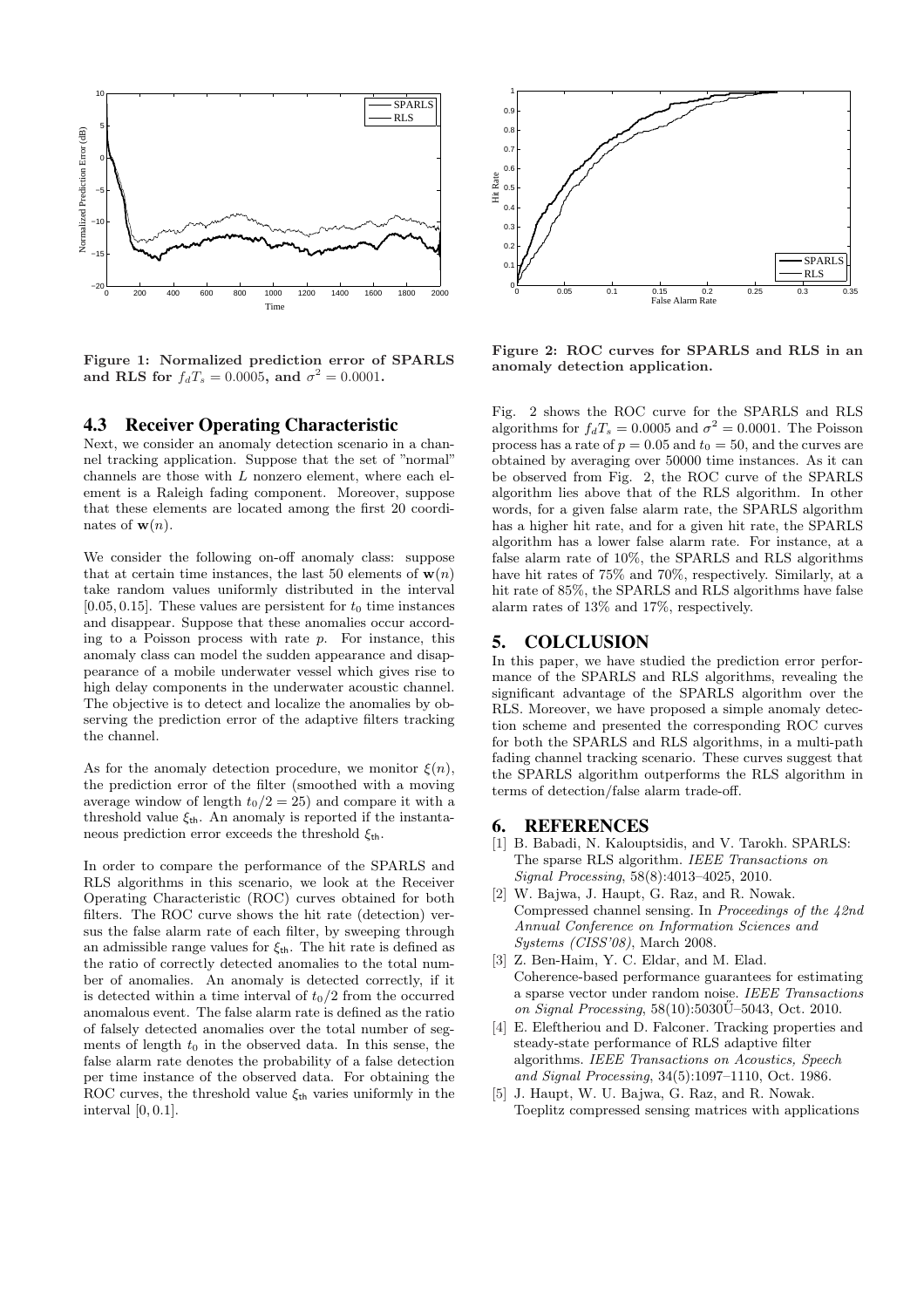Figure 1: Normalized prediction error of SPARLS and RLS for $f_d T_s = 0.0005$, and $\sigma^2 = 0.0001$.

### 4.3 Receiver Operating Characteristic

Next, we consider an anomaly detection scenario in a channel tracking application. Suppose that the set of "normal" channels are those with $L$ nonzero element, where each element is a Raleigh fading component. Moreover, suppose that these elements are located among the first 20 coordinates of $\mathbf{w}(n)$.

We consider the following on-off anomaly class: suppose that at certain time instances, the last 50 elements of $\mathbf{w}(n)$ take random values uniformly distributed in the interval $[0.05, 0.15]$. These values are persistent for $t_0$ time instances and disappear. Suppose that these anomalies occur according to a Poisson process with rate $p$. For instance, this anomaly class can model the sudden appearance and disappearance of a mobile underwater vessel which gives rise to high delay components in the underwater acoustic channel. The objective is to detect and localize the anomalies by observing the prediction error of the adaptive filters tracking the channel.

As for the anomaly detection procedure, we monitor $\xi(n)$, the prediction error of the filter (smoothed with a moving average window of length $t_0/2 = 25$) and compare it with a threshold value $\xi_{\mathsf{th}}$. An anomaly is reported if the instantaneous prediction error exceeds the threshold $\xi_{\mathsf{th}}$.

In order to compare the performance of the SPARLS and RLS algorithms in this scenario, we look at the Receiver Operating Characteristic (ROC) curves obtained for both filters. The ROC curve shows the hit rate (detection) versus the false alarm rate of each filter, by sweeping through an admissible range values for $\xi_{\mathsf{th}}$. The hit rate is defined as the ratio of correctly detected anomalies to the total number of anomalies. An anomaly is detected correctly, if it is detected within a time interval of $t_0/2$ from the occurred anomalous event. The false alarm rate is defined as the ratio of falsely detected anomalies over the total number of segments of length $t_0$ in the observed data. In this sense, the false alarm rate denotes the probability of a false detection per time instance of the observed data. For obtaining the ROC curves, the threshold value $\xi_{\mathsf{th}}$ varies uniformly in the interval $[0, 0.1]$.

Figure 2: ROC curves for SPARLS and RLS in an anomaly detection application.

Fig. 2 shows the ROC curve for the SPARLS and RLS algorithms for $f_d T_s = 0.0005$ and $\sigma^2 = 0.0001$. The Poisson process has a rate of $p = 0.05$ and $t_0 = 50$, and the curves are obtained by averaging over 50000 time instances. As it can be observed from Fig. 2, the ROC curve of the SPARLS algorithm lies above that of the RLS algorithm. In other words, for a given false alarm rate, the SPARLS algorithm has a higher hit rate, and for a given hit rate, the SPARLS algorithm has a lower false alarm rate. For instance, at a false alarm rate of 10%, the SPARLS and RLS algorithms have hit rates of 75% and 70%, respectively. Similarly, at a hit rate of 85%, the SPARLS and RLS algorithms have false alarm rates of 13% and 17%, respectively.

## 5. COLCLUSION

In this paper, we have studied the prediction error performance of the SPARLS and RLS algorithms, revealing the significant advantage of the SPARLS algorithm over the RLS. Moreover, we have proposed a simple anomaly detection scheme and presented the corresponding ROC curves for both the SPARLS and RLS algorithms, in a multi-path fading channel tracking scenario. These curves suggest that the SPARLS algorithm outperforms the RLS algorithm in terms of detection/false alarm trade-off.

## 6. REFERENCES

[1] B. Babadi, N. Kalouptsidis, and V. Tarokh. SPARLS: The sparse RLS algorithm. *IEEE Transactions on Signal Processing*, 58(8):4013–4025, 2010.

[2] W. Bajwa, J. Haupt, G. Raz, and R. Nowak. Compressed channel sensing. In *Proceedings of the 42nd Annual Conference on Information Sciences and Systems (CISS'08)*, March 2008.

[3] Z. Ben-Haim, Y. C. Eldar, and M. Elad. Coherence-based performance guarantees for estimating a sparse vector under random noise. *IEEE Transactions on Signal Processing*, 58(10):5030Ű–5043, Oct. 2010.

[4] E. Eleftheriou and D. Falconer. Tracking properties and steady-state performance of RLS adaptive filter algorithms. *IEEE Transactions on Acoustics, Speech and Signal Processing*, 34(5):1097–1110, Oct. 1986.

[5] J. Haupt, W. U. Bajwa, G. Raz, and R. Nowak. Toeplitz compressed sensing matrices with applications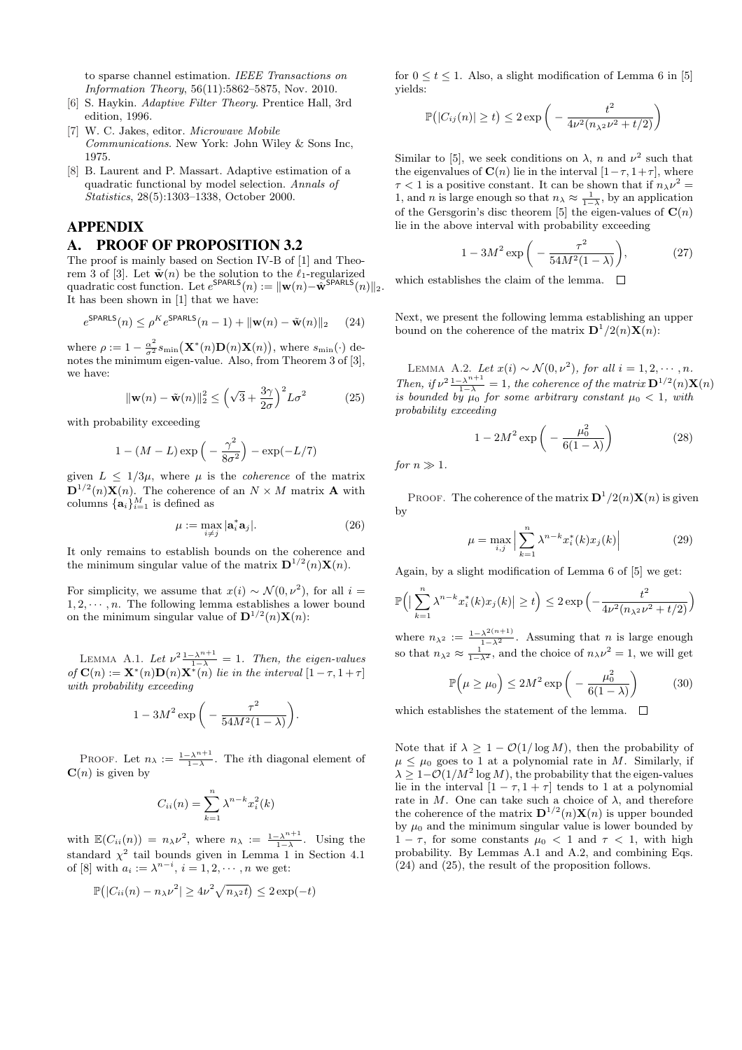to sparse channel estimation. *IEEE Transactions on Information Theory*, 56(11):5862–5875, Nov. 2010.

[6] S. Haykin. *Adaptive Filter Theory*. Prentice Hall, 3rd edition, 1996.

[7] W. C. Jakes, editor. *Microwave Mobile Communications*. New York: John Wiley & Sons Inc, 1975.

[8] B. Laurent and P. Massart. Adaptive estimation of a quadratic functional by model selection. *Annals of Statistics*, 28(5):1303–1338, October 2000.

# APPENDIX

## A. PROOF OF PROPOSITION 3.2

The proof is mainly based on Section IV-B of [1] and Theorem 3 of [3]. Let $\tilde{\mathbf{w}}(n)$ be the solution to the $\ell_1$-regularized quadratic cost function. Let $e^{\mathsf{SPARLS}}(n) := \|\mathbf{w}(n) - \hat{\mathbf{w}}^{\mathsf{SPARLS}}(n)\|_2$. It has been shown in [1] that we have:

$$e^{\mathsf{SPARLS}}(n) \leq \rho^K e^{\mathsf{SPARLS}}(n-1) + \|\mathbf{w}(n) - \tilde{\mathbf{w}}(n)\|_2 \tag{24}$$

where $\rho := 1 - \frac{\alpha^2}{\sigma^2} s_{\min}\big(\mathbf{X}^*(n)\mathbf{D}(n)\mathbf{X}(n)\big)$, where $s_{\min}(\cdot)$ denotes the minimum eigen-value. Also, from Theorem 3 of [3], we have:

$$\|\mathbf{w}(n) - \tilde{\mathbf{w}}(n)\|_2^2 \leq \Big(\sqrt{3} + \frac{3\gamma}{2\sigma}\Big)^2 L\sigma^2 \tag{25}$$

with probability exceeding

$$1 - (M-L)\exp\Big(-\frac{\gamma^2}{8\sigma^2}\Big) - \exp(-L/7)$$

given $L \leq 1/3\mu$, where $\mu$ is the *coherence* of the matrix $\mathbf{D}^{1/2}(n)\mathbf{X}(n)$. The coherence of an $N \times M$ matrix $\mathbf{A}$ with columns $\{\mathbf{a}_i\}_{i=1}^M$ is defined as

$$\mu := \max_{i \neq j} |\mathbf{a}_i^* \mathbf{a}_j|. \tag{26}$$

It only remains to establish bounds on the coherence and the minimum singular value of the matrix $\mathbf{D}^{1/2}(n)\mathbf{X}(n)$.

For simplicity, we assume that $x(i) \sim \mathcal{N}(0, \nu^2)$, for all $i = 1, 2, \cdots, n$. The following lemma establishes a lower bound on the minimum singular value of $\mathbf{D}^{1/2}(n)\mathbf{X}(n)$:

LEMMA A.1. *Let $\nu^2 \frac{1-\lambda^{n+1}}{1-\lambda} = 1$. Then, the eigen-values of $\mathbf{C}(n) := \mathbf{X}^*(n)\mathbf{D}(n)\mathbf{X}^*(n)$ lie in the interval $[1-\tau, 1+\tau]$ with probability exceeding*

$$1 - 3M^2 \exp\bigg(-\frac{\tau^2}{54M^2(1-\lambda)}\bigg).$$

PROOF. Let $n_\lambda := \frac{1-\lambda^{n+1}}{1-\lambda}$. The $i$th diagonal element of $\mathbf{C}(n)$ is given by

$$C_{ii}(n) = \sum_{k=1}^{n} \lambda^{n-k} x_i^2(k)$$

with $\mathbb{E}(C_{ii}(n)) = n_\lambda \nu^2$, where $n_\lambda := \frac{1-\lambda^{n+1}}{1-\lambda}$. Using the standard $\chi^2$ tail bounds given in Lemma 1 in Section 4.1 of [8] with $a_i := \lambda^{n-i}$, $i = 1, 2, \cdots, n$ we get:

$$\mathbb{P}\big(|C_{ii}(n) - n_\lambda \nu^2| \geq 4\nu^2\sqrt{n_{\lambda^2} t}\big) \leq 2\exp(-t)$$

for $0 \leq t \leq 1$. Also, a slight modification of Lemma 6 in [5] yields:

$$\mathbb{P}\big(|C_{ij}(n)| \geq t\big) \leq 2\exp\bigg(-\frac{t^2}{4\nu^2(n_{\lambda^2}\nu^2 + t/2)}\bigg)$$

Similar to [5], we seek conditions on $\lambda$, $n$ and $\nu^2$ such that the eigenvalues of $\mathbf{C}(n)$ lie in the interval $[1-\tau, 1+\tau]$, where $\tau < 1$ is a positive constant. It can be shown that if $n_\lambda \nu^2 = 1$, and $n$ is large enough so that $n_\lambda \approx \frac{1}{1-\lambda}$, by an application of the Gersgorin's disc theorem [5] the eigen-values of $\mathbf{C}(n)$ lie in the above interval with probability exceeding

$$1 - 3M^2 \exp\bigg(-\frac{\tau^2}{54M^2(1-\lambda)}\bigg), \tag{27}$$

which establishes the claim of the lemma. $\square$

Next, we present the following lemma establishing an upper bound on the coherence of the matrix $\mathbf{D}^1/2(n)\mathbf{X}(n)$:

LEMMA A.2. *Let $x(i) \sim \mathcal{N}(0, \nu^2)$, for all $i = 1, 2, \cdots, n$. Then, if $\nu^2 \frac{1-\lambda^{n+1}}{1-\lambda} = 1$, the coherence of the matrix $\mathbf{D}^{1/2}(n)\mathbf{X}(n)$ is bounded by $\mu_0$ for some arbitrary constant $\mu_0 < 1$, with probability exceeding*

$$1 - 2M^2 \exp\bigg(-\frac{\mu_0^2}{6(1-\lambda)}\bigg) \tag{28}$$

*for $n \gg 1$.*

PROOF. The coherence of the matrix $\mathbf{D}^1/2(n)\mathbf{X}(n)$ is given by

$$\mu = \max_{i,j} \Big|\sum_{k=1}^{n} \lambda^{n-k} x_i^*(k) x_j(k)\Big| \tag{29}$$

Again, by a slight modification of Lemma 6 of [5] we get:

$$\mathbb{P}\Big(\Big|\sum_{k=1}^{n} \lambda^{n-k} x_i^*(k) x_j(k)\Big| \geq t\Big) \leq 2\exp\Big(-\frac{t^2}{4\nu^2(n_{\lambda^2}\nu^2 + t/2)}\Big)$$

where $n_{\lambda^2} := \frac{1-\lambda^{2(n+1)}}{1-\lambda^2}$. Assuming that $n$ is large enough so that $n_{\lambda^2} \approx \frac{1}{1-\lambda^2}$, and the choice of $n_\lambda \nu^2 = 1$, we will get

$$\mathbb{P}\Big(\mu \geq \mu_0\Big) \leq 2M^2 \exp\bigg(-\frac{\mu_0^2}{6(1-\lambda)}\bigg) \tag{30}$$

which establishes the statement of the lemma. $\square$

Note that if $\lambda \geq 1 - \mathcal{O}(1/\log M)$, then the probability of $\mu \leq \mu_0$ goes to 1 at a polynomial rate in $M$. Similarly, if $\lambda \geq 1 - \mathcal{O}(1/M^2 \log M)$, the probability that the eigen-values lie in the interval $[1-\tau, 1+\tau]$ tends to 1 at a polynomial rate in $M$. One can take such a choice of $\lambda$, and therefore the coherence of the matrix $\mathbf{D}^{1/2}(n)\mathbf{X}(n)$ is upper bounded by $\mu_0$ and the minimum singular value is lower bounded by $1-\tau$, for some constants $\mu_0 < 1$ and $\tau < 1$, with high probability. By Lemmas A.1 and A.2, and combining Eqs. (24) and (25), the result of the proposition follows.